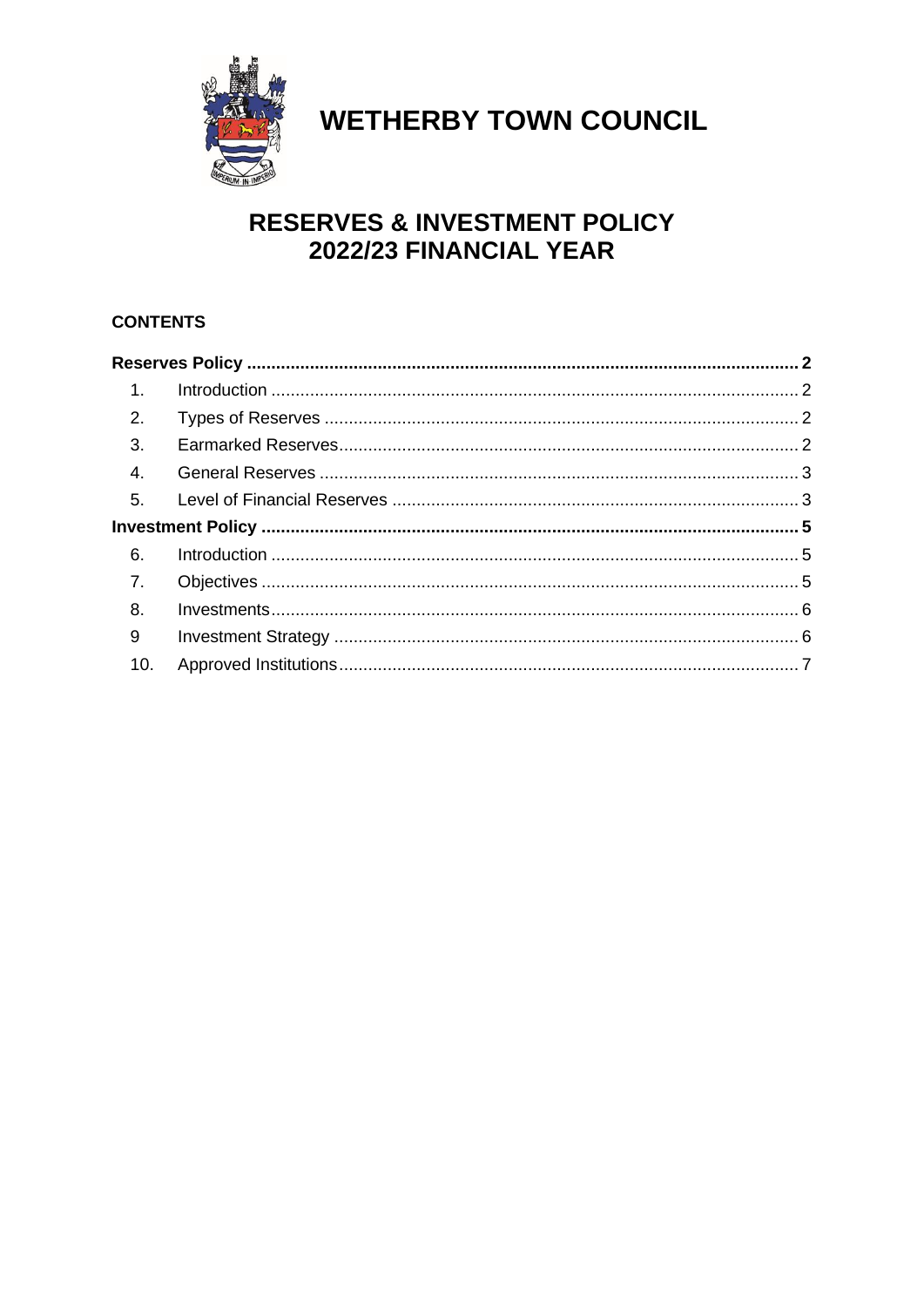# WETHERBY TOWN COUNCIL

## RESERVES & INVESTMENT POLICY 2022/23 FINANCIAL YEAR

### CONTENTS

| | | |
|---|---|---|
| **Reserves Policy** | | **2** |
| 1. | Introduction | 2 |
| 2. | Types of Reserves | 2 |
| 3. | Earmarked Reserves | 2 |
| 4. | General Reserves | 3 |
| 5. | Level of Financial Reserves | 3 |
| **Investment Policy** | | **5** |
| 6. | Introduction | 5 |
| 7. | Objectives | 5 |
| 8. | Investments | 6 |
| 9 | Investment Strategy | 6 |
| 10. | Approved Institutions | 7 |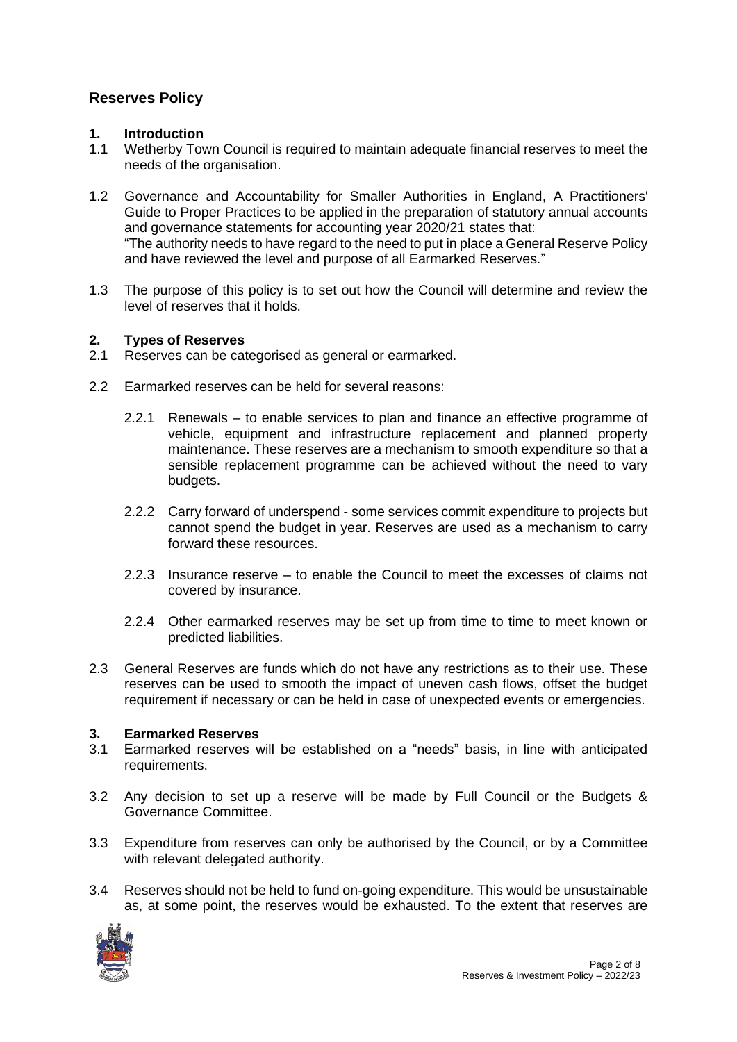# Reserves Policy

## 1. Introduction

1.1 Wetherby Town Council is required to maintain adequate financial reserves to meet the needs of the organisation.

1.2 Governance and Accountability for Smaller Authorities in England, A Practitioners' Guide to Proper Practices to be applied in the preparation of statutory annual accounts and governance statements for accounting year 2020/21 states that:
"The authority needs to have regard to the need to put in place a General Reserve Policy and have reviewed the level and purpose of all Earmarked Reserves."

1.3 The purpose of this policy is to set out how the Council will determine and review the level of reserves that it holds.

## 2. Types of Reserves

2.1 Reserves can be categorised as general or earmarked.

2.2 Earmarked reserves can be held for several reasons:

2.2.1 Renewals – to enable services to plan and finance an effective programme of vehicle, equipment and infrastructure replacement and planned property maintenance. These reserves are a mechanism to smooth expenditure so that a sensible replacement programme can be achieved without the need to vary budgets.

2.2.2 Carry forward of underspend - some services commit expenditure to projects but cannot spend the budget in year. Reserves are used as a mechanism to carry forward these resources.

2.2.3 Insurance reserve – to enable the Council to meet the excesses of claims not covered by insurance.

2.2.4 Other earmarked reserves may be set up from time to time to meet known or predicted liabilities.

2.3 General Reserves are funds which do not have any restrictions as to their use. These reserves can be used to smooth the impact of uneven cash flows, offset the budget requirement if necessary or can be held in case of unexpected events or emergencies.

## 3. Earmarked Reserves

3.1 Earmarked reserves will be established on a "needs" basis, in line with anticipated requirements.

3.2 Any decision to set up a reserve will be made by Full Council or the Budgets & Governance Committee.

3.3 Expenditure from reserves can only be authorised by the Council, or by a Committee with relevant delegated authority.

3.4 Reserves should not be held to fund on-going expenditure. This would be unsustainable as, at some point, the reserves would be exhausted. To the extent that reserves are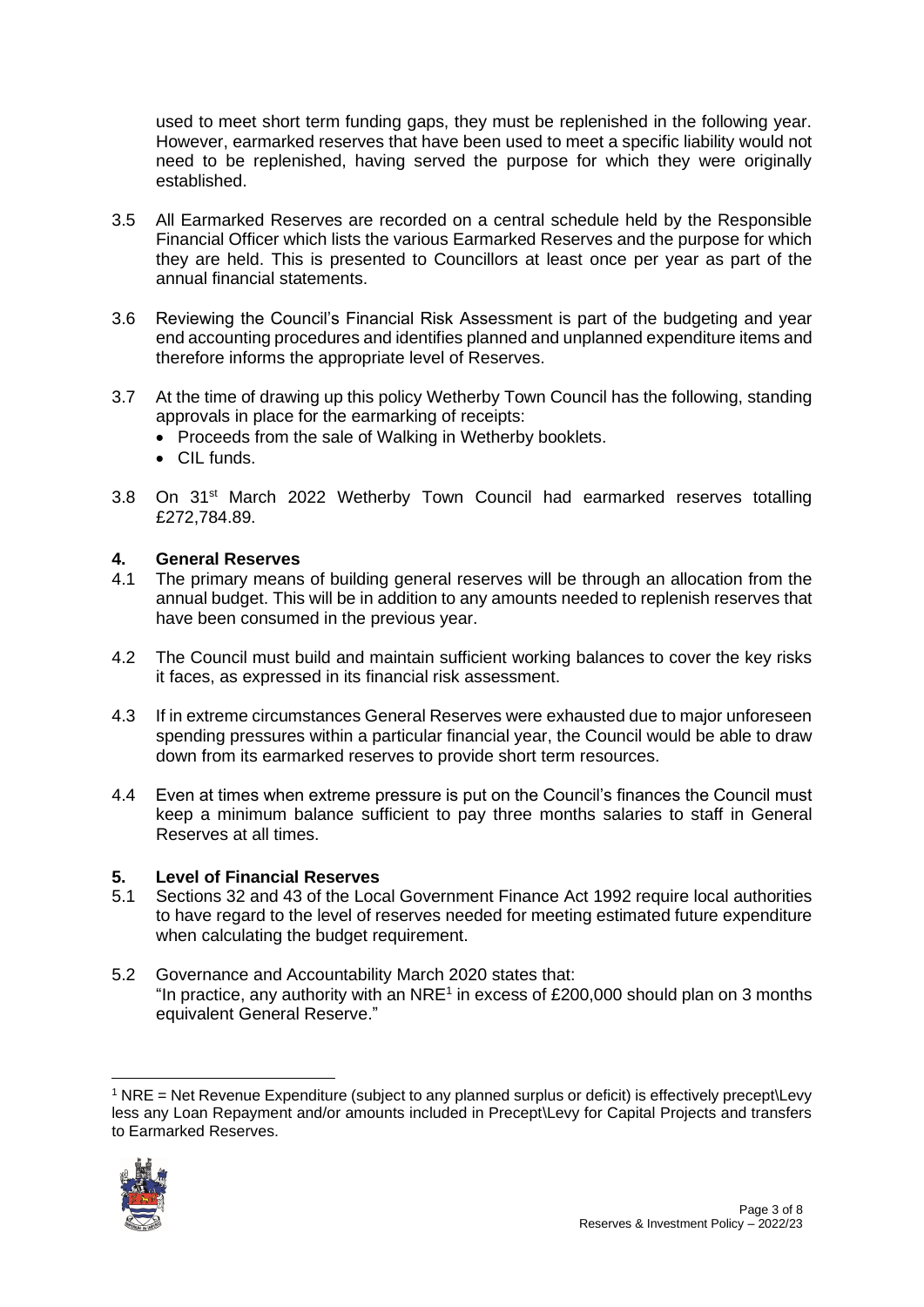used to meet short term funding gaps, they must be replenished in the following year. However, earmarked reserves that have been used to meet a specific liability would not need to be replenished, having served the purpose for which they were originally established.

3.5 All Earmarked Reserves are recorded on a central schedule held by the Responsible Financial Officer which lists the various Earmarked Reserves and the purpose for which they are held. This is presented to Councillors at least once per year as part of the annual financial statements.

3.6 Reviewing the Council's Financial Risk Assessment is part of the budgeting and year end accounting procedures and identifies planned and unplanned expenditure items and therefore informs the appropriate level of Reserves.

3.7 At the time of drawing up this policy Wetherby Town Council has the following, standing approvals in place for the earmarking of receipts:
- Proceeds from the sale of Walking in Wetherby booklets.
- CIL funds.

3.8 On 31st March 2022 Wetherby Town Council had earmarked reserves totalling £272,784.89.

## 4. General Reserves

4.1 The primary means of building general reserves will be through an allocation from the annual budget. This will be in addition to any amounts needed to replenish reserves that have been consumed in the previous year.

4.2 The Council must build and maintain sufficient working balances to cover the key risks it faces, as expressed in its financial risk assessment.

4.3 If in extreme circumstances General Reserves were exhausted due to major unforeseen spending pressures within a particular financial year, the Council would be able to draw down from its earmarked reserves to provide short term resources.

4.4 Even at times when extreme pressure is put on the Council's finances the Council must keep a minimum balance sufficient to pay three months salaries to staff in General Reserves at all times.

## 5. Level of Financial Reserves

5.1 Sections 32 and 43 of the Local Government Finance Act 1992 require local authorities to have regard to the level of reserves needed for meeting estimated future expenditure when calculating the budget requirement.

5.2 Governance and Accountability March 2020 states that:
"In practice, any authority with an NRE[1] in excess of £200,000 should plan on 3 months equivalent General Reserve."

[1] NRE = Net Revenue Expenditure (subject to any planned surplus or deficit) is effectively precept\Levy less any Loan Repayment and/or amounts included in Precept\Levy for Capital Projects and transfers to Earmarked Reserves.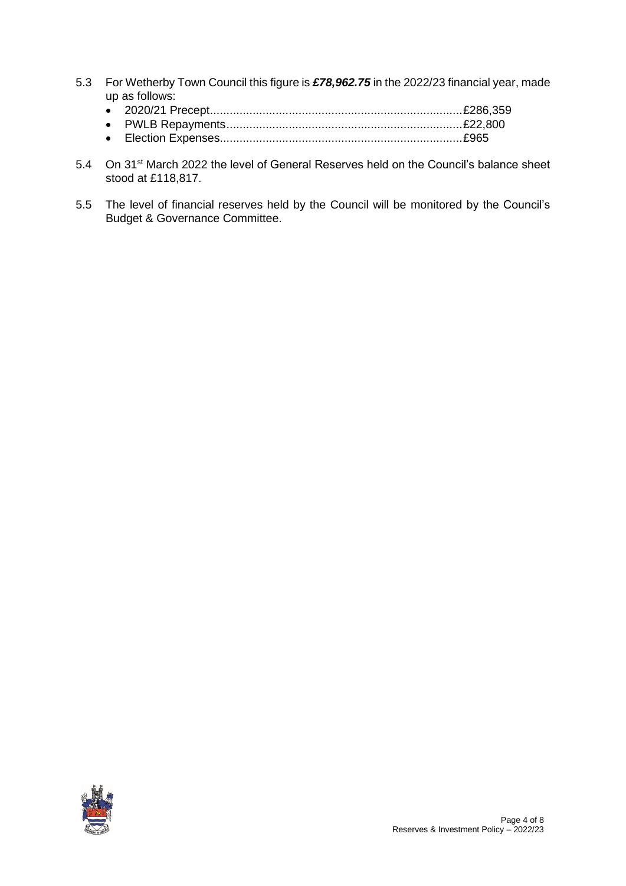5.3 For Wetherby Town Council this figure is ***£78,962.75*** in the 2022/23 financial year, made up as follows:

- 2020/21 Precept............................................................................£286,359
- PWLB Repayments........................................................................£22,800
- Election Expenses..........................................................................£965

5.4 On 31st March 2022 the level of General Reserves held on the Council's balance sheet stood at £118,817.

5.5 The level of financial reserves held by the Council will be monitored by the Council's Budget & Governance Committee.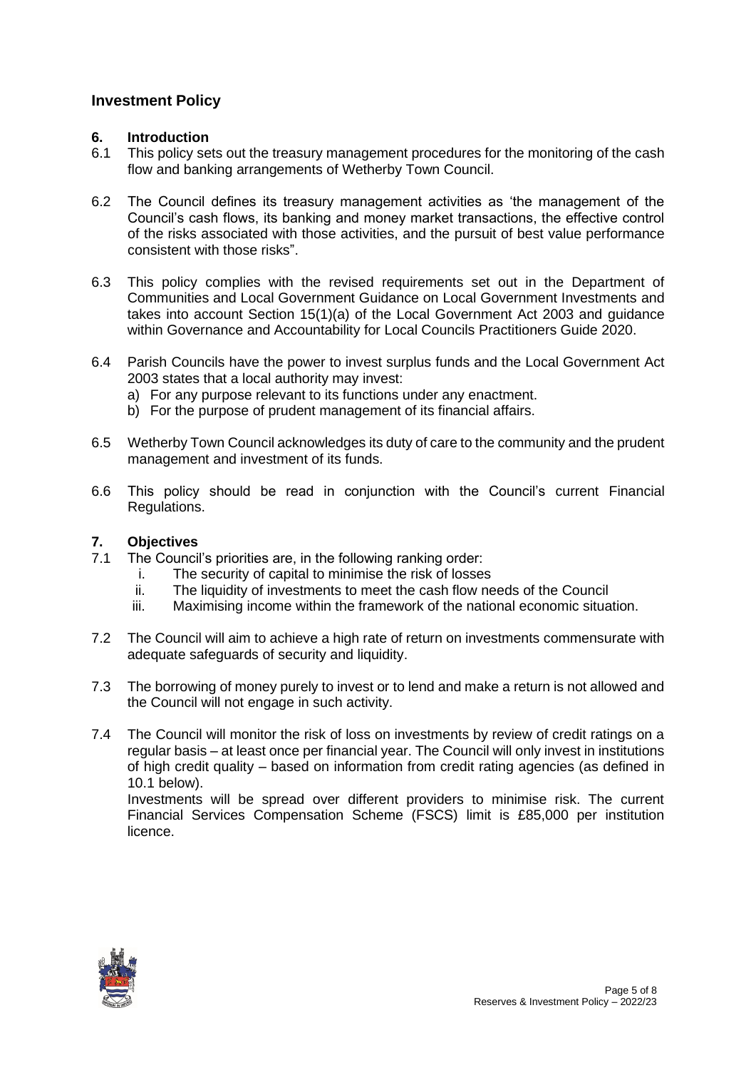## Investment Policy

### 6. Introduction

6.1 This policy sets out the treasury management procedures for the monitoring of the cash flow and banking arrangements of Wetherby Town Council.

6.2 The Council defines its treasury management activities as 'the management of the Council's cash flows, its banking and money market transactions, the effective control of the risks associated with those activities, and the pursuit of best value performance consistent with those risks".

6.3 This policy complies with the revised requirements set out in the Department of Communities and Local Government Guidance on Local Government Investments and takes into account Section 15(1)(a) of the Local Government Act 2003 and guidance within Governance and Accountability for Local Councils Practitioners Guide 2020.

6.4 Parish Councils have the power to invest surplus funds and the Local Government Act 2003 states that a local authority may invest:

a) For any purpose relevant to its functions under any enactment.
b) For the purpose of prudent management of its financial affairs.

6.5 Wetherby Town Council acknowledges its duty of care to the community and the prudent management and investment of its funds.

6.6 This policy should be read in conjunction with the Council's current Financial Regulations.

### 7. Objectives

7.1 The Council's priorities are, in the following ranking order:

i. The security of capital to minimise the risk of losses
ii. The liquidity of investments to meet the cash flow needs of the Council
iii. Maximising income within the framework of the national economic situation.

7.2 The Council will aim to achieve a high rate of return on investments commensurate with adequate safeguards of security and liquidity.

7.3 The borrowing of money purely to invest or to lend and make a return is not allowed and the Council will not engage in such activity.

7.4 The Council will monitor the risk of loss on investments by review of credit ratings on a regular basis – at least once per financial year. The Council will only invest in institutions of high credit quality – based on information from credit rating agencies (as defined in 10.1 below).
Investments will be spread over different providers to minimise risk. The current Financial Services Compensation Scheme (FSCS) limit is £85,000 per institution licence.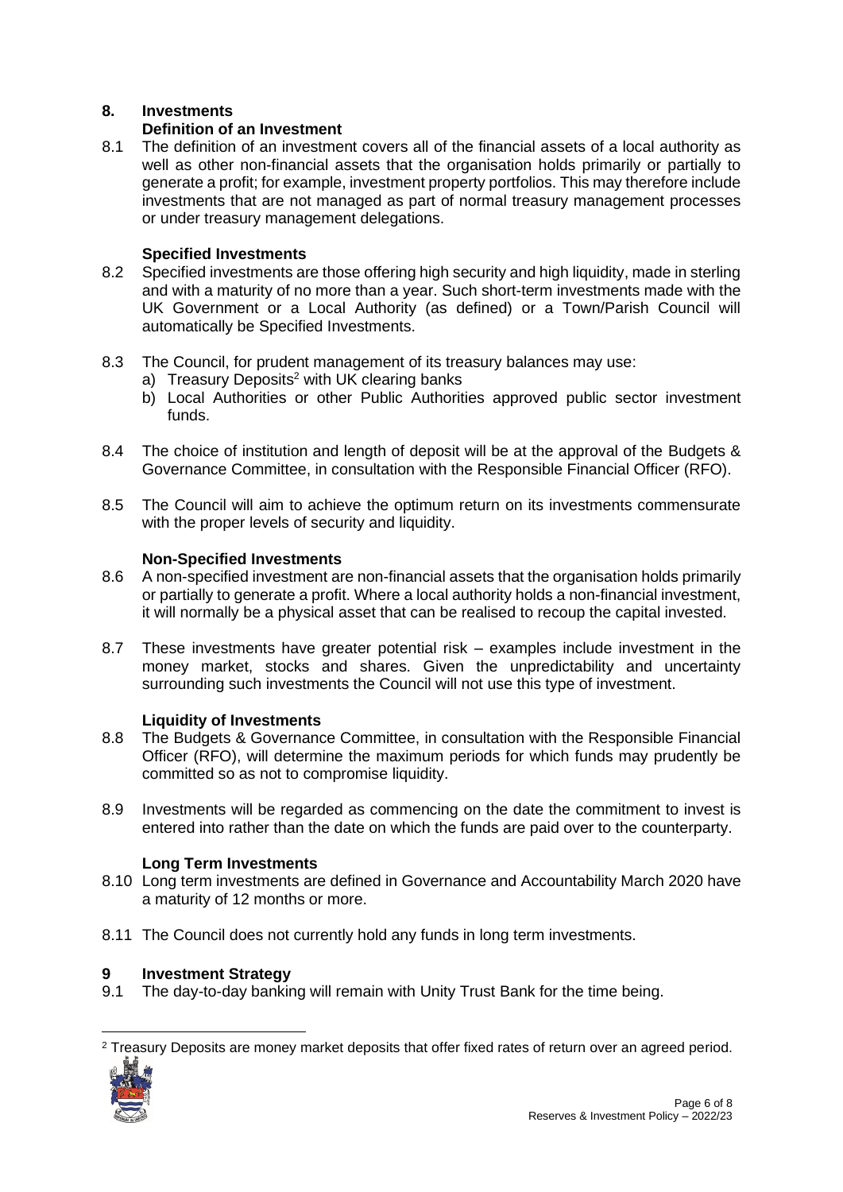## 8. Investments

### Definition of an Investment

8.1 The definition of an investment covers all of the financial assets of a local authority as well as other non-financial assets that the organisation holds primarily or partially to generate a profit; for example, investment property portfolios. This may therefore include investments that are not managed as part of normal treasury management processes or under treasury management delegations.

### Specified Investments

8.2 Specified investments are those offering high security and high liquidity, made in sterling and with a maturity of no more than a year. Such short-term investments made with the UK Government or a Local Authority (as defined) or a Town/Parish Council will automatically be Specified Investments.

8.3 The Council, for prudent management of its treasury balances may use:

a) Treasury Deposits[2] with UK clearing banks

b) Local Authorities or other Public Authorities approved public sector investment funds.

8.4 The choice of institution and length of deposit will be at the approval of the Budgets & Governance Committee, in consultation with the Responsible Financial Officer (RFO).

8.5 The Council will aim to achieve the optimum return on its investments commensurate with the proper levels of security and liquidity.

### Non-Specified Investments

8.6 A non-specified investment are non-financial assets that the organisation holds primarily or partially to generate a profit. Where a local authority holds a non-financial investment, it will normally be a physical asset that can be realised to recoup the capital invested.

8.7 These investments have greater potential risk – examples include investment in the money market, stocks and shares. Given the unpredictability and uncertainty surrounding such investments the Council will not use this type of investment.

### Liquidity of Investments

8.8 The Budgets & Governance Committee, in consultation with the Responsible Financial Officer (RFO), will determine the maximum periods for which funds may prudently be committed so as not to compromise liquidity.

8.9 Investments will be regarded as commencing on the date the commitment to invest is entered into rather than the date on which the funds are paid over to the counterparty.

### Long Term Investments

8.10 Long term investments are defined in Governance and Accountability March 2020 have a maturity of 12 months or more.

8.11 The Council does not currently hold any funds in long term investments.

## 9 Investment Strategy

9.1 The day-to-day banking will remain with Unity Trust Bank for the time being.

[2] Treasury Deposits are money market deposits that offer fixed rates of return over an agreed period.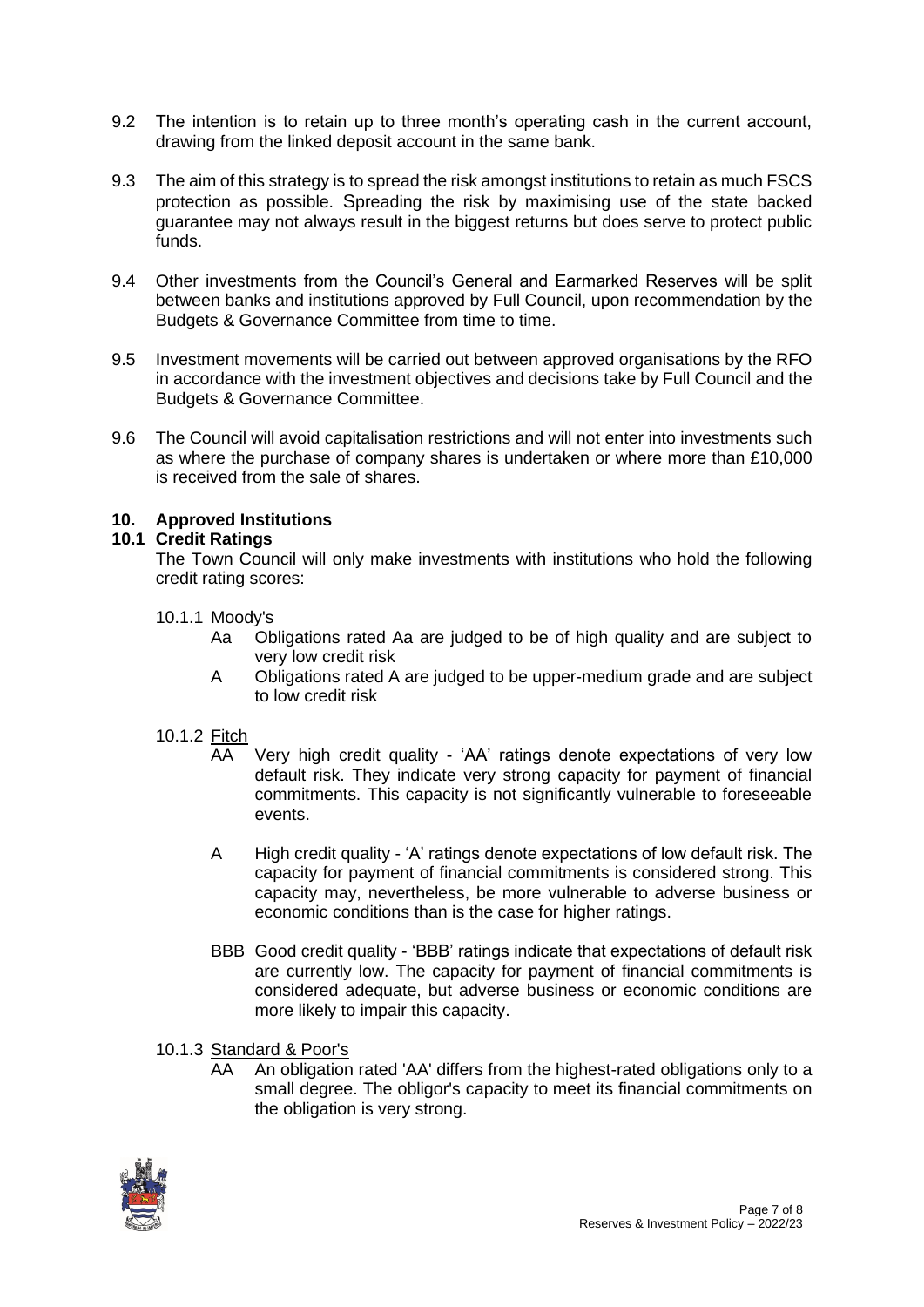9.2 The intention is to retain up to three month's operating cash in the current account, drawing from the linked deposit account in the same bank.

9.3 The aim of this strategy is to spread the risk amongst institutions to retain as much FSCS protection as possible. Spreading the risk by maximising use of the state backed guarantee may not always result in the biggest returns but does serve to protect public funds.

9.4 Other investments from the Council's General and Earmarked Reserves will be split between banks and institutions approved by Full Council, upon recommendation by the Budgets & Governance Committee from time to time.

9.5 Investment movements will be carried out between approved organisations by the RFO in accordance with the investment objectives and decisions take by Full Council and the Budgets & Governance Committee.

9.6 The Council will avoid capitalisation restrictions and will not enter into investments such as where the purchase of company shares is undertaken or where more than £10,000 is received from the sale of shares.

## 10. Approved Institutions

### 10.1 Credit Ratings

The Town Council will only make investments with institutions who hold the following credit rating scores:

10.1.1 Moody's

- Aa Obligations rated Aa are judged to be of high quality and are subject to very low credit risk
- A Obligations rated A are judged to be upper-medium grade and are subject to low credit risk

10.1.2 Fitch

- AA Very high credit quality - 'AA' ratings denote expectations of very low default risk. They indicate very strong capacity for payment of financial commitments. This capacity is not significantly vulnerable to foreseeable events.
- A High credit quality - 'A' ratings denote expectations of low default risk. The capacity for payment of financial commitments is considered strong. This capacity may, nevertheless, be more vulnerable to adverse business or economic conditions than is the case for higher ratings.
- BBB Good credit quality - 'BBB' ratings indicate that expectations of default risk are currently low. The capacity for payment of financial commitments is considered adequate, but adverse business or economic conditions are more likely to impair this capacity.

10.1.3 Standard & Poor's

- AA An obligation rated 'AA' differs from the highest-rated obligations only to a small degree. The obligor's capacity to meet its financial commitments on the obligation is very strong.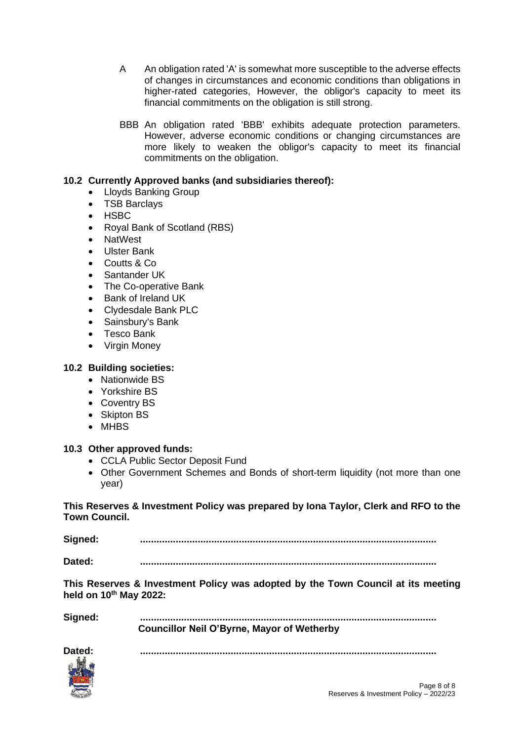A An obligation rated 'A' is somewhat more susceptible to the adverse effects of changes in circumstances and economic conditions than obligations in higher-rated categories, However, the obligor's capacity to meet its financial commitments on the obligation is still strong.

BBB An obligation rated 'BBB' exhibits adequate protection parameters. However, adverse economic conditions or changing circumstances are more likely to weaken the obligor's capacity to meet its financial commitments on the obligation.

**10.2 Currently Approved banks (and subsidiaries thereof):**

- Lloyds Banking Group
- TSB Barclays
- HSBC
- Royal Bank of Scotland (RBS)
- NatWest
- Ulster Bank
- Coutts & Co
- Santander UK
- The Co-operative Bank
- Bank of Ireland UK
- Clydesdale Bank PLC
- Sainsbury's Bank
- Tesco Bank
- Virgin Money

**10.2 Building societies:**

- Nationwide BS
- Yorkshire BS
- Coventry BS
- Skipton BS
- MHBS

**10.3 Other approved funds:**

- CCLA Public Sector Deposit Fund
- Other Government Schemes and Bonds of short-term liquidity (not more than one year)

**This Reserves & Investment Policy was prepared by Iona Taylor, Clerk and RFO to the Town Council.**

**Signed:** ..........................................................................................................

**Dated:** ..........................................................................................................

**This Reserves & Investment Policy was adopted by the Town Council at its meeting held on 10th May 2022:**

**Signed:** ..........................................................................................................
**Councillor Neil O'Byrne, Mayor of Wetherby**

**Dated:** ..........................................................................................................